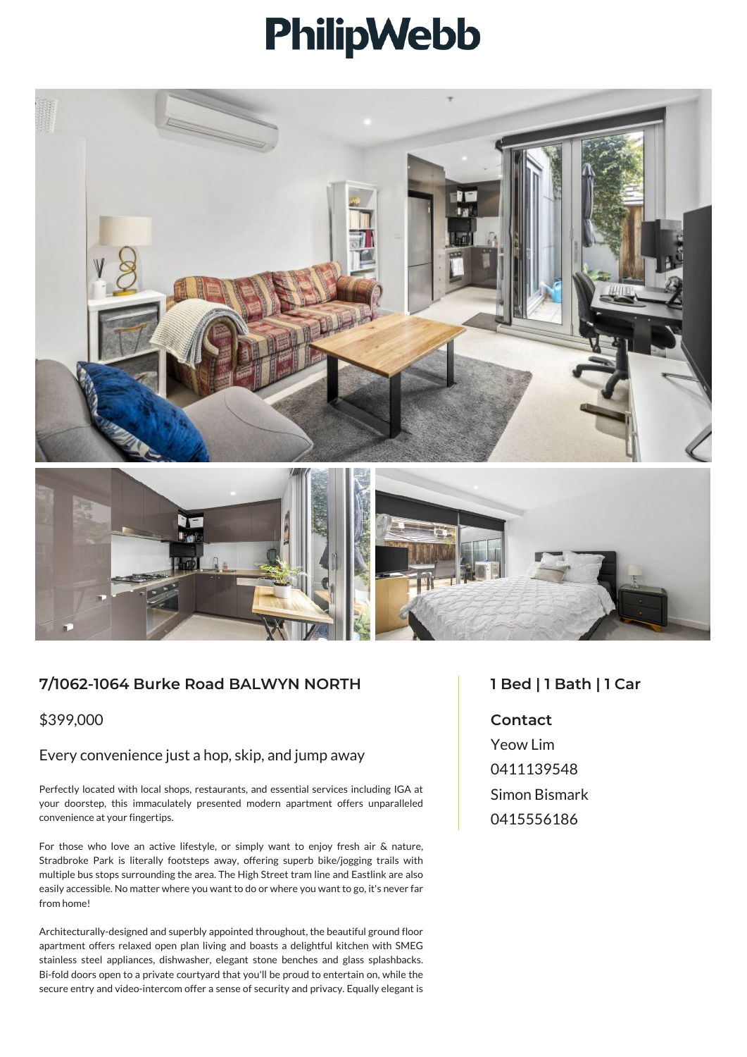# PhilipWebb

## 7/1062-1064 Burke Road BALWYN NORTH

$399,000

### Every convenience just a hop, skip, and jump away

Perfectly located with local shops, restaurants, and essential services including IGA at your doorstep, this immaculately presented modern apartment offers unparalleled convenience at your fingertips.

For those who love an active lifestyle, or simply want to enjoy fresh air & nature, Stradbroke Park is literally footsteps away, offering superb bike/jogging trails with multiple bus stops surrounding the area. The High Street tram line and Eastlink are also easily accessible. No matter where you want to do or where you want to go, it's never far from home!

Architecturally-designed and superbly appointed throughout, the beautiful ground floor apartment offers relaxed open plan living and boasts a delightful kitchen with SMEG stainless steel appliances, dishwasher, elegant stone benches and glass splashbacks. Bi-fold doors open to a private courtyard that you'll be proud to entertain on, while the secure entry and video-intercom offer a sense of security and privacy. Equally elegant is

## 1 Bed | 1 Bath | 1 Car

### Contact

Yeow Lim
0411139548
Simon Bismark
0415556186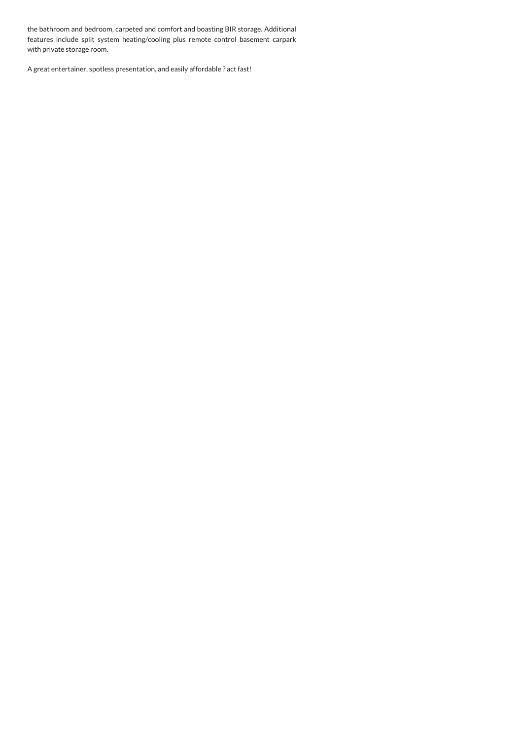the bathroom and bedroom, carpeted and comfort and boasting BIR storage. Additional features include split system heating/cooling plus remote control basement carpark with private storage room.

A great entertainer, spotless presentation, and easily affordable ? act fast!